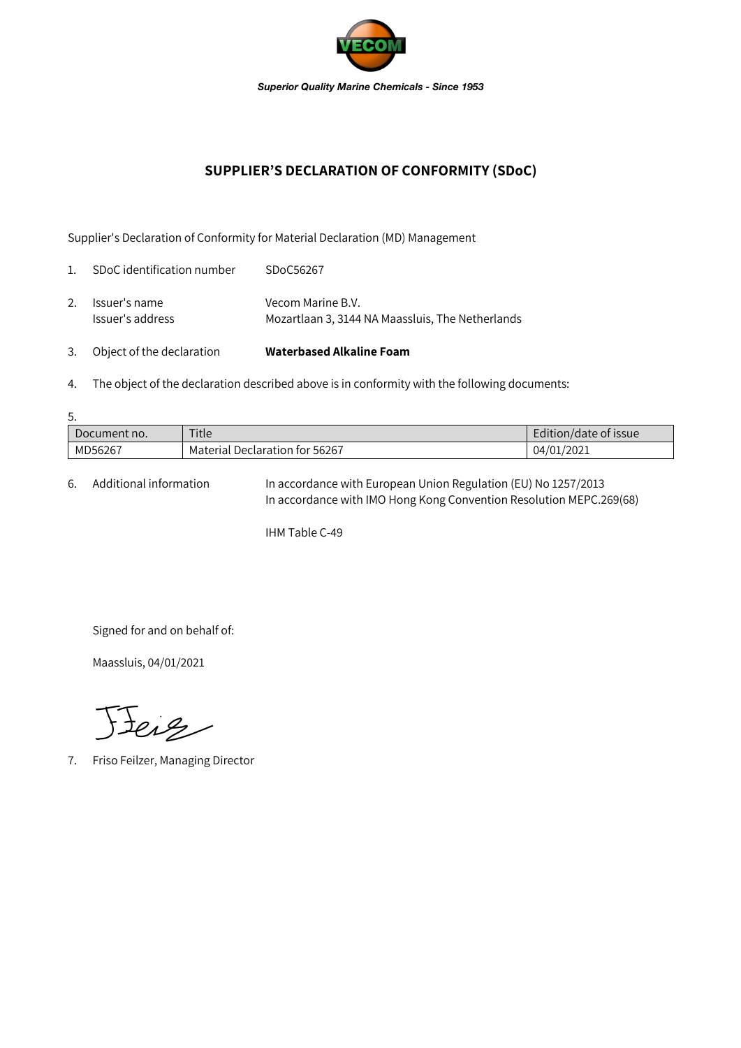*Superior Quality Marine Chemicals - Since 1953*

## SUPPLIER'S DECLARATION OF CONFORMITY (SDoC)

Supplier's Declaration of Conformity for Material Declaration (MD) Management

1. SDoC identification number SDoC56267

2. Issuer's name Vecom Marine B.V.
 Issuer's address Mozartlaan 3, 3144 NA Maassluis, The Netherlands

3. Object of the declaration **Waterbased Alkaline Foam**

4. The object of the declaration described above is in conformity with the following documents:

5.

| Document no. | Title | Edition/date of issue |
|---|---|---|
| MD56267 | Material Declaration for 56267 | 04/01/2021 |

6. Additional information In accordance with European Union Regulation (EU) No 1257/2013
 In accordance with IMO Hong Kong Convention Resolution MEPC.269(68)

 IHM Table C-49

Signed for and on behalf of:

Maassluis, 04/01/2021

7. Friso Feilzer, Managing Director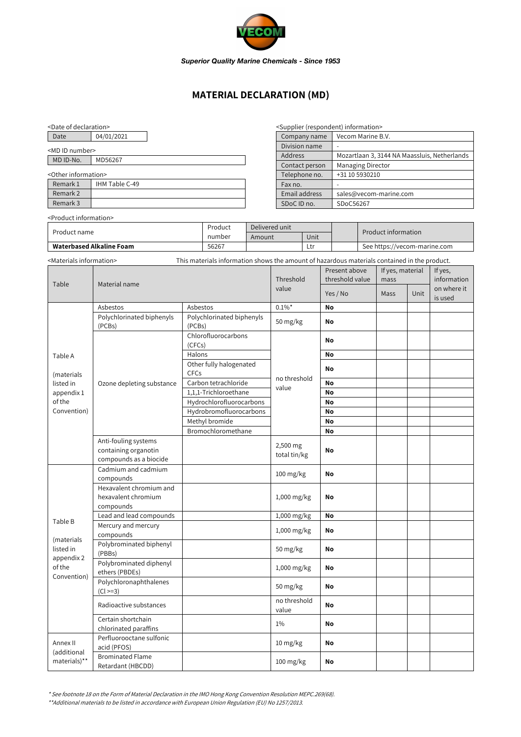Superior Quality Marine Chemicals - Since 1953

# MATERIAL DECLARATION (MD)

<Date of declaration>

| | |
|---|---|
| Date | 04/01/2021 |

<MD ID number>

| | |
|---|---|
| MD ID-No. | MD56267 |

<Other information>

| | |
|---|---|
| Remark 1 | IHM Table C-49 |
| Remark 2 | |
| Remark 3 | |

<Supplier (respondent) information>

| | |
|---|---|
| Company name | Vecom Marine B.V. |
| Division name | - |
| Address | Mozartlaan 3, 3144 NA Maassluis, Netherlands |
| Contact person | Managing Director |
| Telephone no. | +31 10 5930210 |
| Fax no. | - |
| Email address | sales@vecom-marine.com |
| SDoC ID no. | SDoC56267 |

<Product information>

| Product name | Product number | Delivered unit | | | Product information |
|---|---|---|---|---|---|
| | | Amount | Unit | | |
| **Waterbased Alkaline Foam** | 56267 | | Ltr | | See https://vecom-marine.com |

<Materials information> This materials information shows the amount of hazardous materials contained in the product.

| Table | Material name | | Threshold value | Present above threshold value | If yes, material mass | | If yes, information on where it is used |
|---|---|---|---|---|---|---|---|
| | | | | Yes / No | Mass | Unit | |
| Table A (materials listed in appendix 1 of the Convention) | Asbestos | Asbestos | 0.1%* | **No** | | | |
| | Polychlorinated biphenyls (PCBs) | Polychlorinated biphenyls (PCBs) | 50 mg/kg | **No** | | | |
| | Ozone depleting substance | Chlorofluorocarbons (CFCs) | no threshold value | **No** | | | |
| | | Halons | | **No** | | | |
| | | Other fully halogenated CFCs | | **No** | | | |
| | | Carbon tetrachloride | | **No** | | | |
| | | 1,1,1-Trichloroethane | | **No** | | | |
| | | Hydrochlorofluorocarbons | | **No** | | | |
| | | Hydrobromofluorocarbons | | **No** | | | |
| | | Methyl bromide | | **No** | | | |
| | | Bromochloromethane | | **No** | | | |
| | Anti-fouling systems containing organotin compounds as a biocide | | 2,500 mg total tin/kg | **No** | | | |
| Table B (materials listed in appendix 2 of the Convention) | Cadmium and cadmium compounds | | 100 mg/kg | **No** | | | |
| | Hexavalent chromium and hexavalent chromium compounds | | 1,000 mg/kg | **No** | | | |
| | Lead and lead compounds | | 1,000 mg/kg | **No** | | | |
| | Mercury and mercury compounds | | 1,000 mg/kg | **No** | | | |
| | Polybrominated biphenyl (PBBs) | | 50 mg/kg | **No** | | | |
| | Polybrominated diphenyl ethers (PBDEs) | | 1,000 mg/kg | **No** | | | |
| | Polychloronaphthalenes (Cl >=3) | | 50 mg/kg | **No** | | | |
| | Radioactive substances | | no threshold value | **No** | | | |
| | Certain shortchain chlorinated paraffins | | 1% | **No** | | | |
| Annex II (additional materials)** | Perfluorooctane sulfonic acid (PFOS) | | 10 mg/kg | **No** | | | |
| | Brominated Flame Retardant (HBCDD) | | 100 mg/kg | **No** | | | |

*\* See footnote 18 on the Form of Material Declaration in the IMO Hong Kong Convention Resolution MEPC.269(68).*

*\*\*Additional materials to be listed in accordance with European Union Regulation (EU) No 1257/2013.*